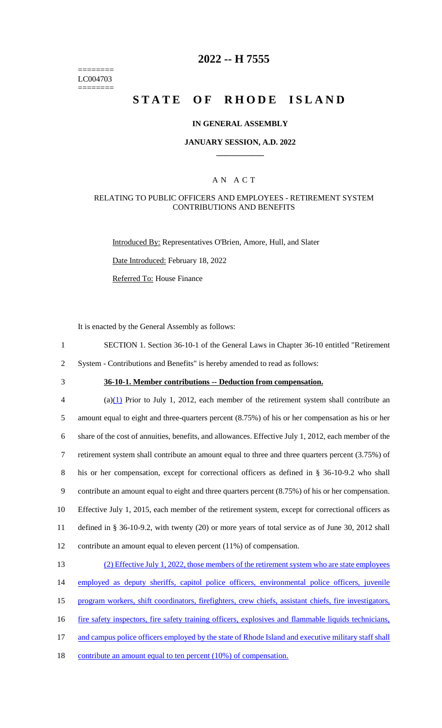========
LC004703
========

# 2022 -- H 7555

# STATE OF RHODE ISLAND

### IN GENERAL ASSEMBLY

### JANUARY SESSION, A.D. 2022

## A N A C T

### RELATING TO PUBLIC OFFICERS AND EMPLOYEES - RETIREMENT SYSTEM CONTRIBUTIONS AND BENEFITS

Introduced By: Representatives O'Brien, Amore, Hull, and Slater

Date Introduced: February 18, 2022

Referred To: House Finance

It is enacted by the General Assembly as follows:

1 SECTION 1. Section 36-10-1 of the General Laws in Chapter 36-10 entitled "Retirement
2 System - Contributions and Benefits" is hereby amended to read as follows:

3 **36-10-1. Member contributions -- Deduction from compensation.**

4 (a)(1) Prior to July 1, 2012, each member of the retirement system shall contribute an
5 amount equal to eight and three-quarters percent (8.75%) of his or her compensation as his or her
6 share of the cost of annuities, benefits, and allowances. Effective July 1, 2012, each member of the
7 retirement system shall contribute an amount equal to three and three quarters percent (3.75%) of
8 his or her compensation, except for correctional officers as defined in § 36-10-9.2 who shall
9 contribute an amount equal to eight and three quarters percent (8.75%) of his or her compensation.
10 Effective July 1, 2015, each member of the retirement system, except for correctional officers as
11 defined in § 36-10-9.2, with twenty (20) or more years of total service as of June 30, 2012 shall
12 contribute an amount equal to eleven percent (11%) of compensation.

13 (2) Effective July 1, 2022, those members of the retirement system who are state employees
14 employed as deputy sheriffs, capitol police officers, environmental police officers, juvenile
15 program workers, shift coordinators, firefighters, crew chiefs, assistant chiefs, fire investigators,
16 fire safety inspectors, fire safety training officers, explosives and flammable liquids technicians,
17 and campus police officers employed by the state of Rhode Island and executive military staff shall
18 contribute an amount equal to ten percent (10%) of compensation.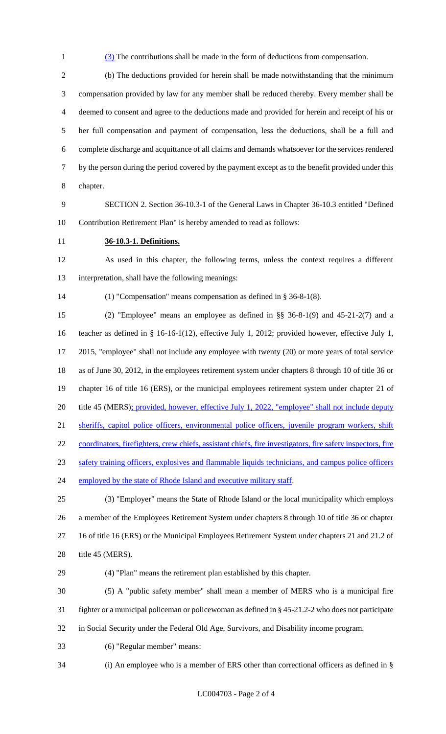(3) The contributions shall be made in the form of deductions from compensation.

(b) The deductions provided for herein shall be made notwithstanding that the minimum compensation provided by law for any member shall be reduced thereby. Every member shall be deemed to consent and agree to the deductions made and provided for herein and receipt of his or her full compensation and payment of compensation, less the deductions, shall be a full and complete discharge and acquittance of all claims and demands whatsoever for the services rendered by the person during the period covered by the payment except as to the benefit provided under this chapter.

SECTION 2. Section 36-10.3-1 of the General Laws in Chapter 36-10.3 entitled "Defined Contribution Retirement Plan" is hereby amended to read as follows:

**36-10.3-1. Definitions.**

As used in this chapter, the following terms, unless the context requires a different interpretation, shall have the following meanings:

(1) "Compensation" means compensation as defined in § 36-8-1(8).

(2) "Employee" means an employee as defined in §§ 36-8-1(9) and 45-21-2(7) and a teacher as defined in § 16-16-1(12), effective July 1, 2012; provided however, effective July 1, 2015, "employee" shall not include any employee with twenty (20) or more years of total service as of June 30, 2012, in the employees retirement system under chapters 8 through 10 of title 36 or chapter 16 of title 16 (ERS), or the municipal employees retirement system under chapter 21 of title 45 (MERS); provided, however, effective July 1, 2022, "employee" shall not include deputy sheriffs, capitol police officers, environmental police officers, juvenile program workers, shift coordinators, firefighters, crew chiefs, assistant chiefs, fire investigators, fire safety inspectors, fire safety training officers, explosives and flammable liquids technicians, and campus police officers employed by the state of Rhode Island and executive military staff.

(3) "Employer" means the State of Rhode Island or the local municipality which employs a member of the Employees Retirement System under chapters 8 through 10 of title 36 or chapter 16 of title 16 (ERS) or the Municipal Employees Retirement System under chapters 21 and 21.2 of title 45 (MERS).

(4) "Plan" means the retirement plan established by this chapter.

(5) A "public safety member" shall mean a member of MERS who is a municipal fire fighter or a municipal policeman or policewoman as defined in § 45-21.2-2 who does not participate in Social Security under the Federal Old Age, Survivors, and Disability income program.

(6) "Regular member" means:

(i) An employee who is a member of ERS other than correctional officers as defined in §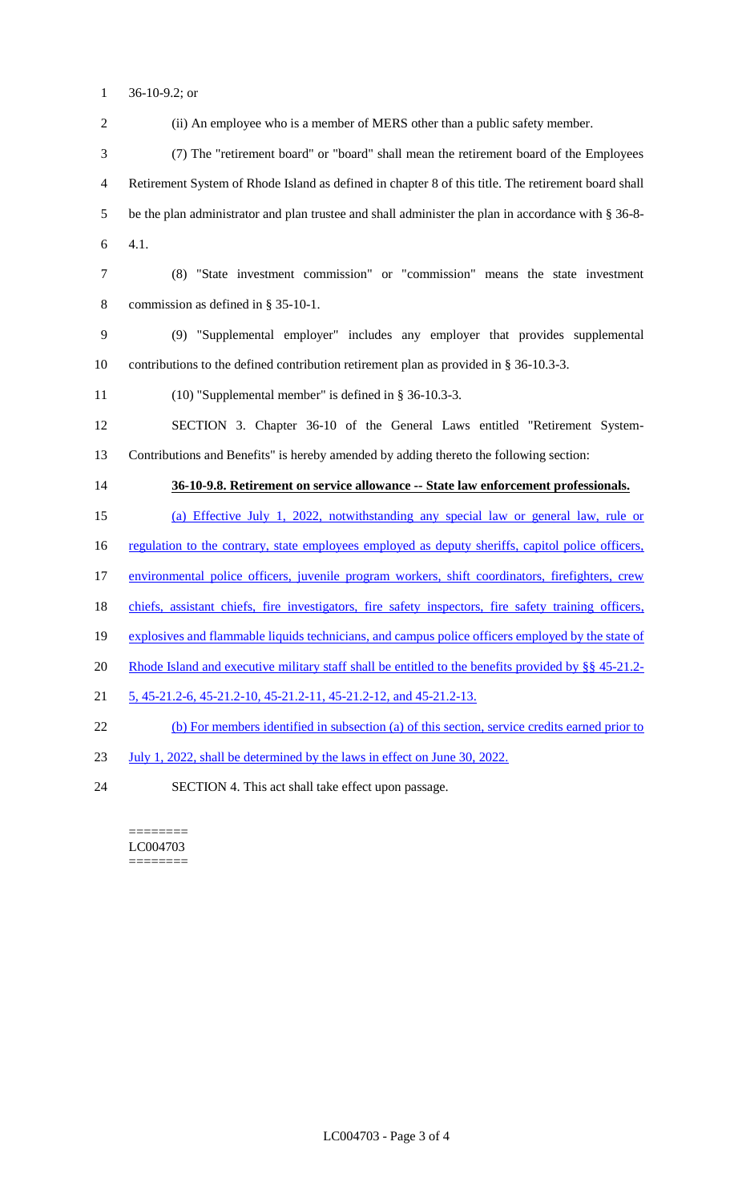36-10-9.2; or

(ii) An employee who is a member of MERS other than a public safety member.

(7) The "retirement board" or "board" shall mean the retirement board of the Employees Retirement System of Rhode Island as defined in chapter 8 of this title. The retirement board shall be the plan administrator and plan trustee and shall administer the plan in accordance with § 36-8-4.1.

(8) "State investment commission" or "commission" means the state investment commission as defined in § 35-10-1.

(9) "Supplemental employer" includes any employer that provides supplemental contributions to the defined contribution retirement plan as provided in § 36-10.3-3.

(10) "Supplemental member" is defined in § 36-10.3-3.

SECTION 3. Chapter 36-10 of the General Laws entitled "Retirement System-Contributions and Benefits" is hereby amended by adding thereto the following section:

**36-10-9.8. Retirement on service allowance -- State law enforcement professionals.**

(a) Effective July 1, 2022, notwithstanding any special law or general law, rule or regulation to the contrary, state employees employed as deputy sheriffs, capitol police officers, environmental police officers, juvenile program workers, shift coordinators, firefighters, crew chiefs, assistant chiefs, fire investigators, fire safety inspectors, fire safety training officers, explosives and flammable liquids technicians, and campus police officers employed by the state of Rhode Island and executive military staff shall be entitled to the benefits provided by §§ 45-21.2-5, 45-21.2-6, 45-21.2-10, 45-21.2-11, 45-21.2-12, and 45-21.2-13.

(b) For members identified in subsection (a) of this section, service credits earned prior to July 1, 2022, shall be determined by the laws in effect on June 30, 2022.

SECTION 4. This act shall take effect upon passage.

========
LC004703
========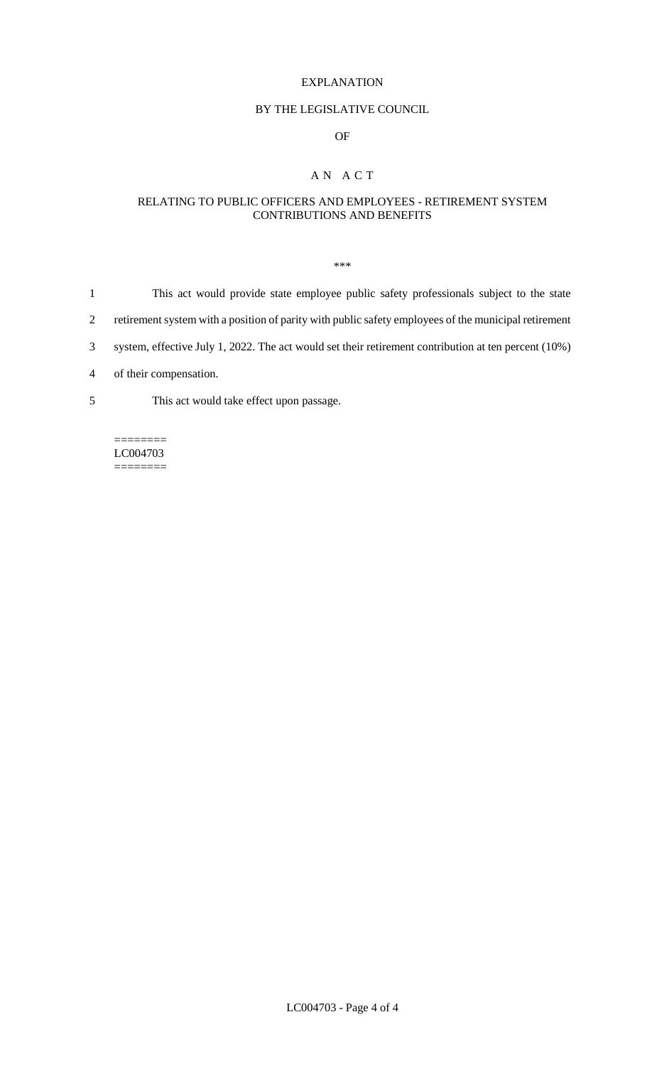EXPLANATION

BY THE LEGISLATIVE COUNCIL

OF

A N A C T

RELATING TO PUBLIC OFFICERS AND EMPLOYEES - RETIREMENT SYSTEM CONTRIBUTIONS AND BENEFITS

\*\*\*

This act would provide state employee public safety professionals subject to the state retirement system with a position of parity with public safety employees of the municipal retirement system, effective July 1, 2022. The act would set their retirement contribution at ten percent (10%) of their compensation.

This act would take effect upon passage.

========
LC004703
========